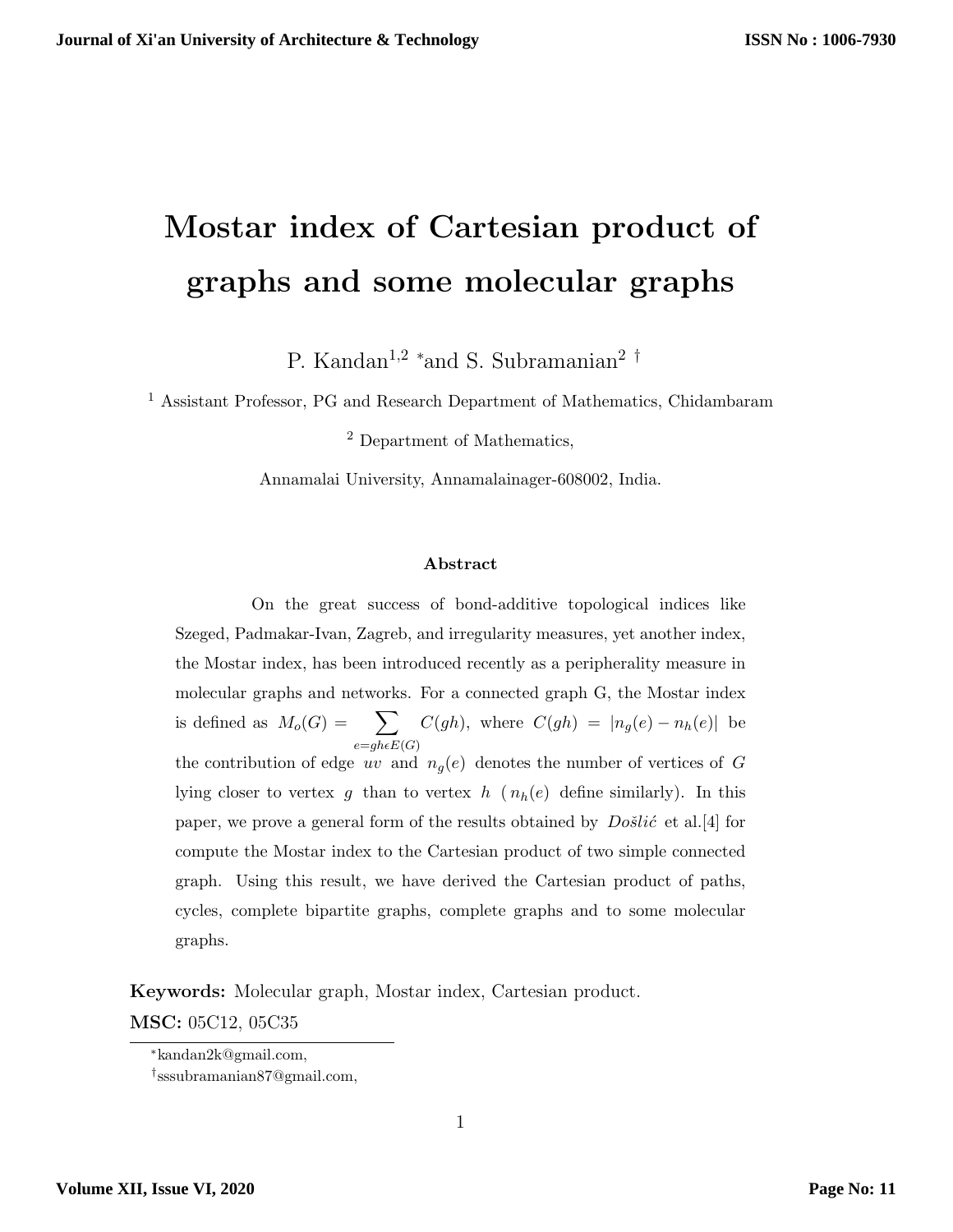# Mostar index of Cartesian product of graphs and some molecular graphs

P. Kandan[1,2] * and S. Subramanian[2] †

[1] Assistant Professor, PG and Research Department of Mathematics, Chidambaram

[2] Department of Mathematics,

Annamalai University, Annamalainager-608002, India.

### Abstract

On the great success of bond-additive topological indices like Szeged, Padmakar-Ivan, Zagreb, and irregularity measures, yet another index, the Mostar index, has been introduced recently as a peripherality measure in molecular graphs and networks. For a connected graph G, the Mostar index is defined as $M_o(G) = \sum_{e=gh\epsilon E(G)} C(gh)$, where $C(gh) = |n_g(e) - n_h(e)|$ be the contribution of edge $uv$ and $n_g(e)$ denotes the number of vertices of $G$ lying closer to vertex $g$ than to vertex $h$ ($n_h(e)$ define similarly). In this paper, we prove a general form of the results obtained by *Došlić* et al.[4] for compute the Mostar index to the Cartesian product of two simple connected graph. Using this result, we have derived the Cartesian product of paths, cycles, complete bipartite graphs, complete graphs and to some molecular graphs.

**Keywords:** Molecular graph, Mostar index, Cartesian product.

**MSC:** 05C12, 05C35

*kandan2k@gmail.com,

†sssubramanian87@gmail.com,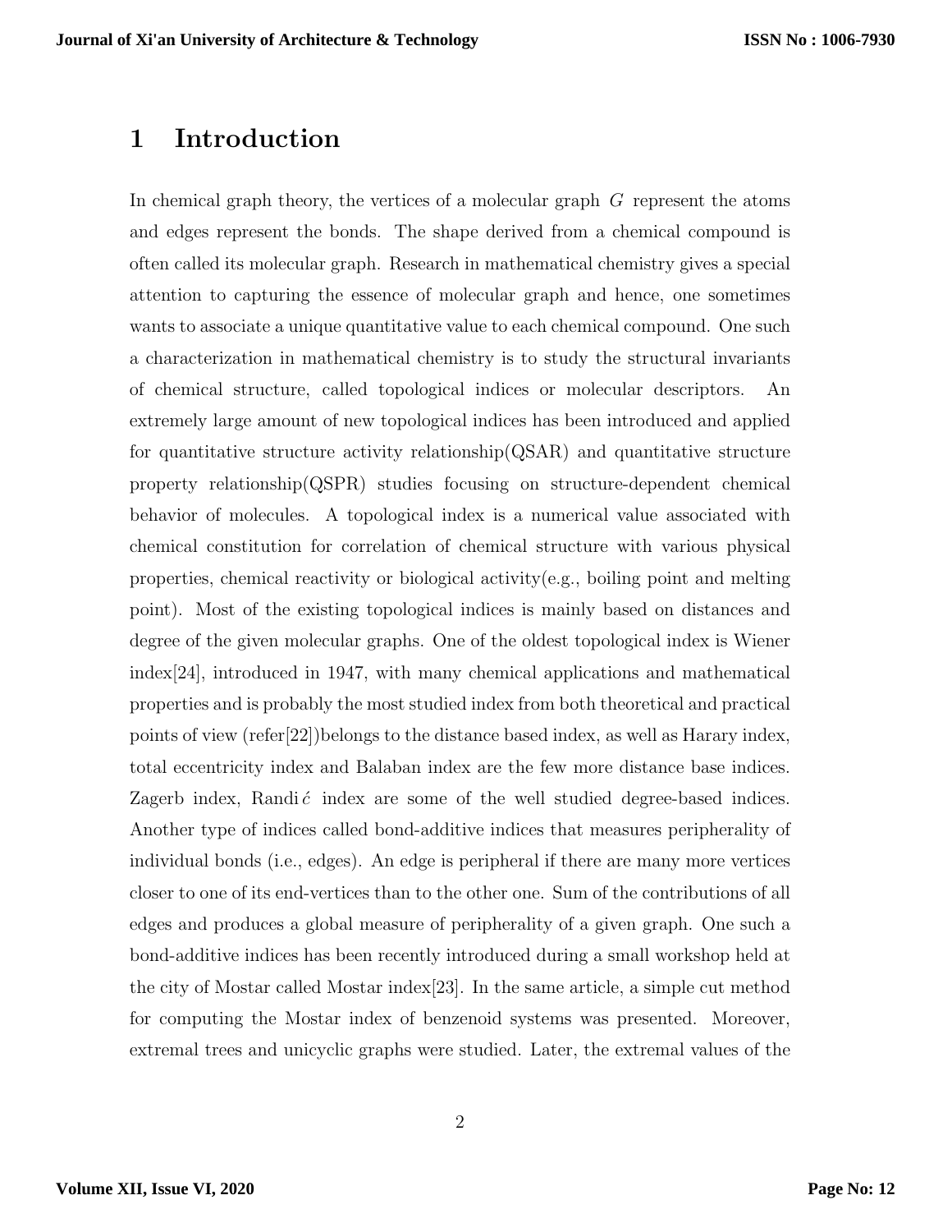# 1 Introduction

In chemical graph theory, the vertices of a molecular graph $G$ represent the atoms and edges represent the bonds. The shape derived from a chemical compound is often called its molecular graph. Research in mathematical chemistry gives a special attention to capturing the essence of molecular graph and hence, one sometimes wants to associate a unique quantitative value to each chemical compound. One such a characterization in mathematical chemistry is to study the structural invariants of chemical structure, called topological indices or molecular descriptors. An extremely large amount of new topological indices has been introduced and applied for quantitative structure activity relationship(QSAR) and quantitative structure property relationship(QSPR) studies focusing on structure-dependent chemical behavior of molecules. A topological index is a numerical value associated with chemical constitution for correlation of chemical structure with various physical properties, chemical reactivity or biological activity(e.g., boiling point and melting point). Most of the existing topological indices is mainly based on distances and degree of the given molecular graphs. One of the oldest topological index is Wiener index[24], introduced in 1947, with many chemical applications and mathematical properties and is probably the most studied index from both theoretical and practical points of view (refer[22])belongs to the distance based index, as well as Harary index, total eccentricity index and Balaban index are the few more distance base indices. Zagerb index, Randić index are some of the well studied degree-based indices. Another type of indices called bond-additive indices that measures peripherality of individual bonds (i.e., edges). An edge is peripheral if there are many more vertices closer to one of its end-vertices than to the other one. Sum of the contributions of all edges and produces a global measure of peripherality of a given graph. One such a bond-additive indices has been recently introduced during a small workshop held at the city of Mostar called Mostar index[23]. In the same article, a simple cut method for computing the Mostar index of benzenoid systems was presented. Moreover, extremal trees and unicyclic graphs were studied. Later, the extremal values of the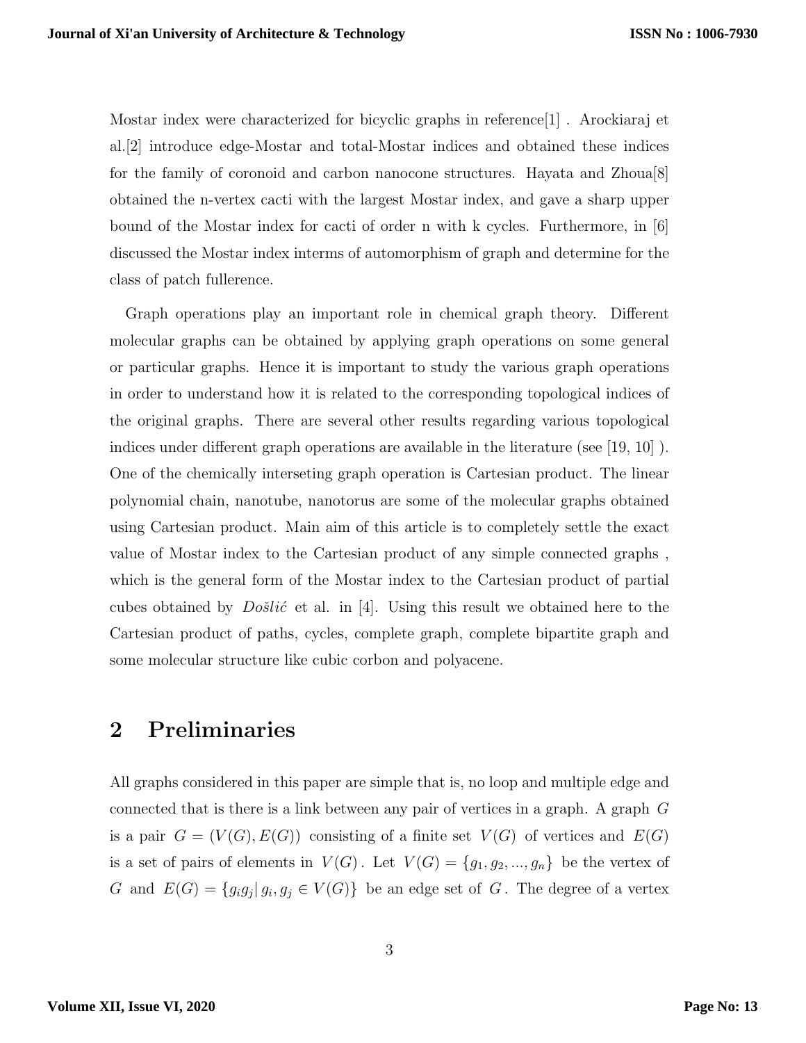Mostar index were characterized for bicyclic graphs in reference[1] . Arockiaraj et al.[2] introduce edge-Mostar and total-Mostar indices and obtained these indices for the family of coronoid and carbon nanocone structures. Hayata and Zhoua[8] obtained the n-vertex cacti with the largest Mostar index, and gave a sharp upper bound of the Mostar index for cacti of order n with k cycles. Furthermore, in [6] discussed the Mostar index interms of automorphism of graph and determine for the class of patch fullerence.

Graph operations play an important role in chemical graph theory. Different molecular graphs can be obtained by applying graph operations on some general or particular graphs. Hence it is important to study the various graph operations in order to understand how it is related to the corresponding topological indices of the original graphs. There are several other results regarding various topological indices under different graph operations are available in the literature (see [19, 10] ). One of the chemically interseting graph operation is Cartesian product. The linear polynomial chain, nanotube, nanotorus are some of the molecular graphs obtained using Cartesian product. Main aim of this article is to completely settle the exact value of Mostar index to the Cartesian product of any simple connected graphs , which is the general form of the Mostar index to the Cartesian product of partial cubes obtained by *Došlić* et al. in [4]. Using this result we obtained here to the Cartesian product of paths, cycles, complete graph, complete bipartite graph and some molecular structure like cubic corbon and polyacene.

## 2 Preliminaries

All graphs considered in this paper are simple that is, no loop and multiple edge and connected that is there is a link between any pair of vertices in a graph. A graph $G$ is a pair $G = (V(G), E(G))$ consisting of a finite set $V(G)$ of vertices and $E(G)$ is a set of pairs of elements in $V(G)$. Let $V(G) = \{g_1, g_2, ..., g_n\}$ be the vertex of $G$ and $E(G) = \{g_i g_j | \, g_i, g_j \in V(G)\}$ be an edge set of $G$. The degree of a vertex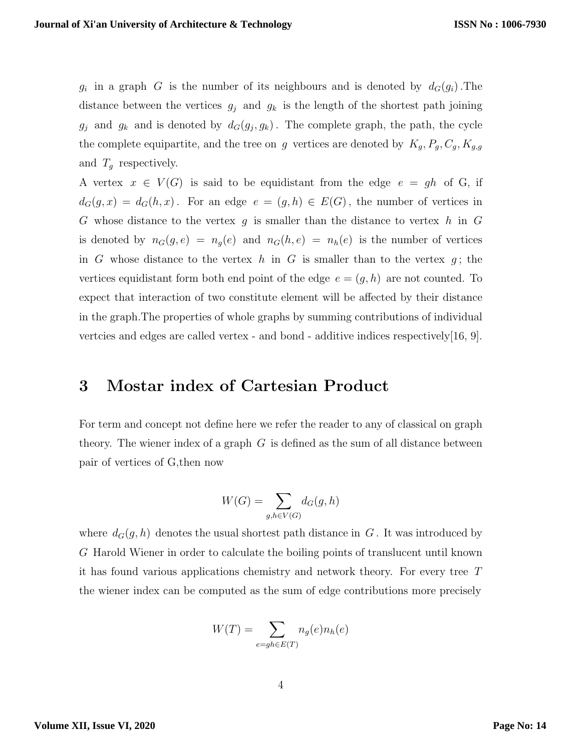$g_i$ in a graph $G$ is the number of its neighbours and is denoted by $d_G(g_i)$.The distance between the vertices $g_j$ and $g_k$ is the length of the shortest path joining $g_j$ and $g_k$ and is denoted by $d_G(g_j, g_k)$. The complete graph, the path, the cycle the complete equipartite, and the tree on $g$ vertices are denoted by $K_g, P_g, C_g, K_{g,g}$ and $T_g$ respectively.

A vertex $x \in V(G)$ is said to be equidistant from the edge $e = gh$ of G, if $d_G(g, x) = d_G(h, x)$. For an edge $e = (g, h) \in E(G)$, the number of vertices in $G$ whose distance to the vertex $g$ is smaller than the distance to vertex $h$ in $G$ is denoted by $n_G(g, e) = n_g(e)$ and $n_G(h, e) = n_h(e)$ is the number of vertices in $G$ whose distance to the vertex $h$ in $G$ is smaller than to the vertex $g$; the vertices equidistant form both end point of the edge $e = (g, h)$ are not counted. To expect that interaction of two constitute element will be affected by their distance in the graph.The properties of whole graphs by summing contributions of individual vertcies and edges are called vertex - and bond - additive indices respectively[16, 9].

## 3 Mostar index of Cartesian Product

For term and concept not define here we refer the reader to any of classical on graph theory. The wiener index of a graph $G$ is defined as the sum of all distance between pair of vertices of G,then now

$$W(G) = \sum_{g,h \in V(G)} d_G(g, h)$$

where $d_G(g, h)$ denotes the usual shortest path distance in $G$. It was introduced by $G$ Harold Wiener in order to calculate the boiling points of translucent until known it has found various applications chemistry and network theory. For every tree $T$ the wiener index can be computed as the sum of edge contributions more precisely

$$W(T) = \sum_{e=gh \in E(T)} n_g(e) n_h(e)$$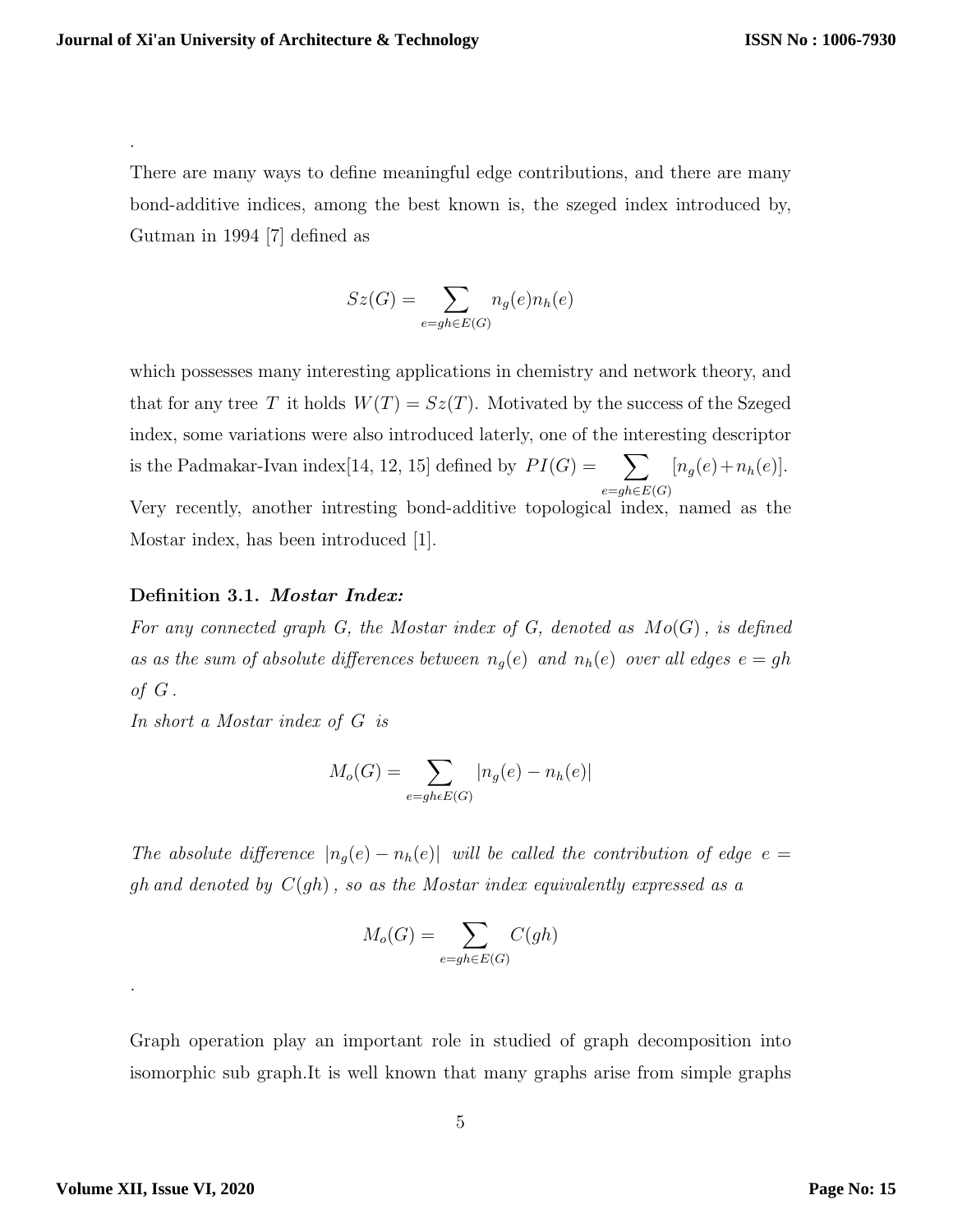.

There are many ways to define meaningful edge contributions, and there are many bond-additive indices, among the best known is, the szeged index introduced by, Gutman in 1994 [7] defined as

$$Sz(G) = \sum_{e=gh \in E(G)} n_g(e) n_h(e)$$

which possesses many interesting applications in chemistry and network theory, and that for any tree $T$ it holds $W(T) = Sz(T)$. Motivated by the success of the Szeged index, some variations were also introduced laterly, one of the interesting descriptor is the Padmakar-Ivan index[14, 12, 15] defined by $PI(G) = \sum_{e=gh \in E(G)} [n_g(e) + n_h(e)]$. Very recently, another intresting bond-additive topological index, named as the Mostar index, has been introduced [1].

**Definition 3.1.** ***Mostar Index:***
*For any connected graph G, the Mostar index of G, denoted as $Mo(G)$, is defined as as the sum of absolute differences between $n_g(e)$ and $n_h(e)$ over all edges $e = gh$ of $G$.*
*In short a Mostar index of $G$ is*

$$M_o(G) = \sum_{e=gh \epsilon E(G)} |n_g(e) - n_h(e)|$$

*The absolute difference $|n_g(e) - n_h(e)|$ will be called the contribution of edge $e = gh$ and denoted by $C(gh)$, so as the Mostar index equivalently expressed as a*

$$M_o(G) = \sum_{e=gh \in E(G)} C(gh)$$

.

Graph operation play an important role in studied of graph decomposition into isomorphic sub graph.It is well known that many graphs arise from simple graphs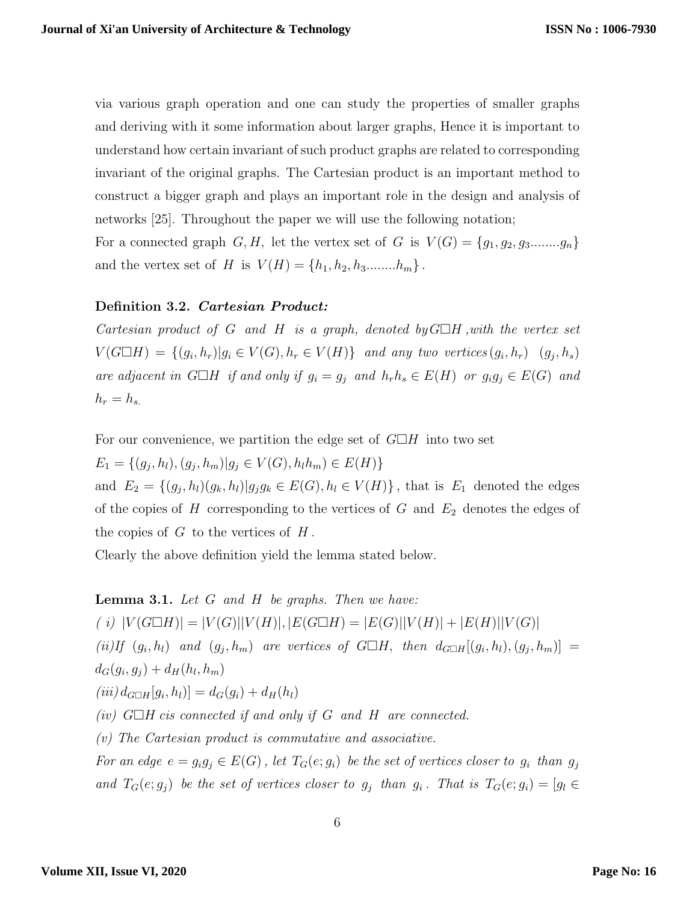via various graph operation and one can study the properties of smaller graphs and deriving with it some information about larger graphs, Hence it is important to understand how certain invariant of such product graphs are related to corresponding invariant of the original graphs. The Cartesian product is an important method to construct a bigger graph and plays an important role in the design and analysis of networks [25]. Throughout the paper we will use the following notation;

For a connected graph $G, H,$ let the vertex set of $G$ is $V(G) = \{g_1, g_2, g_3........g_n\}$ and the vertex set of $H$ is $V(H) = \{h_1, h_2, h_3........h_m\}$.

**Definition 3.2.** ***Cartesian Product:***

*Cartesian product of $G$ and $H$ is a graph, denoted by $G\Box H$, with the vertex set $V(G\Box H) = \{(g_i, h_r)|g_i \in V(G), h_r \in V(H)\}$ and any two vertices $(g_i, h_r)$ $(g_j, h_s)$ are adjacent in $G\Box H$ if and only if $g_i = g_j$ and $h_r h_s \in E(H)$ or $g_i g_j \in E(G)$ and $h_r = h_{s.}$*

For our convenience, we partition the edge set of $G\Box H$ into two set

$E_1 = \{(g_j, h_l), (g_j, h_m)|g_j \in V(G), h_l h_m) \in E(H)\}$

and $E_2 = \{(g_j, h_l)(g_k, h_l)|g_j g_k \in E(G), h_l \in V(H)\}$, that is $E_1$ denoted the edges of the copies of $H$ corresponding to the vertices of $G$ and $E_2$ denotes the edges of the copies of $G$ to the vertices of $H$.

Clearly the above definition yield the lemma stated below.

**Lemma 3.1.** *Let $G$ and $H$ be graphs. Then we have:*

*( i) $|V(G\Box H)| = |V(G)||V(H)|, |E(G\Box H) = |E(G)||V(H)| + |E(H)||V(G)|$*

*(ii)If $(g_i, h_l)$ and $(g_j, h_m)$ are vertices of $G\Box H$, then $d_{G\Box H}[(g_i, h_l), (g_j, h_m)] = d_G(g_i, g_j) + d_H(h_l, h_m)$*

*(iii) $d_{G\Box H}[g_i, h_l)] = d_G(g_i) + d_H(h_l)$*

*(iv) $G\Box H$ cis connected if and only if $G$ and $H$ are connected.*

*(v) The Cartesian product is commutative and associative.*

*For an edge $e = g_i g_j \in E(G)$, let $T_G(e; g_i)$ be the set of vertices closer to $g_i$ than $g_j$ and $T_G(e; g_j)$ be the set of vertices closer to $g_j$ than $g_i$. That is $T_G(e; g_i) = [g_l \in$*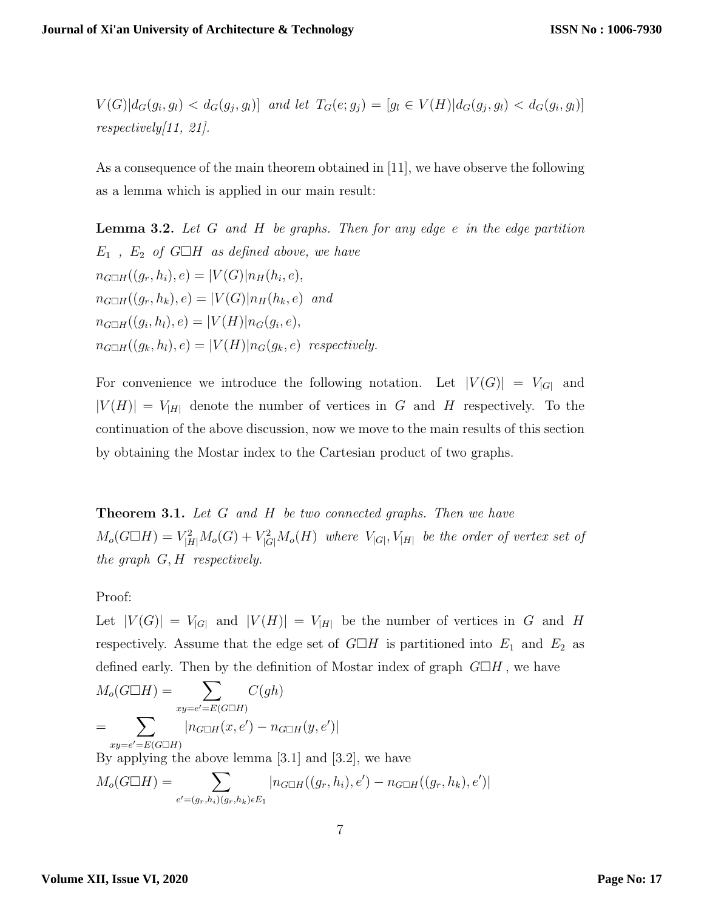*$V(G)|d_G(g_i, g_l) < d_G(g_j, g_l)]$ and let $T_G(e; g_j) = [g_l \in V(H)|d_G(g_j, g_l) < d_G(g_i, g_l)]$ respectively[11, 21].*

As a consequence of the main theorem obtained in [11], we have observe the following as a lemma which is applied in our main result:

**Lemma 3.2.** *Let $G$ and $H$ be graphs. Then for any edge $e$ in the edge partition $E_1$ , $E_2$ of $G\Box H$ as defined above, we have*
*$n_{G\Box H}((g_r, h_i), e) = |V(G)|n_H(h_i, e)$,*
*$n_{G\Box H}((g_r, h_k), e) = |V(G)|n_H(h_k, e)$ and*
*$n_{G\Box H}((g_i, h_l), e) = |V(H)|n_G(g_i, e)$,*
*$n_{G\Box H}((g_k, h_l), e) = |V(H)|n_G(g_k, e)$ respectively.*

For convenience we introduce the following notation. Let $|V(G)| = V_{|G|}$ and $|V(H)| = V_{|H|}$ denote the number of vertices in $G$ and $H$ respectively. To the continuation of the above discussion, now we move to the main results of this section by obtaining the Mostar index to the Cartesian product of two graphs.

**Theorem 3.1.** *Let $G$ and $H$ be two connected graphs. Then we have $M_o(G\Box H) = V_{|H|}^2 M_o(G) + V_{|G|}^2 M_o(H)$ where $V_{|G|}, V_{|H|}$ be the order of vertex set of the graph $G, H$ respectively.*

Proof:

Let $|V(G)| = V_{|G|}$ and $|V(H)| = V_{|H|}$ be the number of vertices in $G$ and $H$ respectively. Assume that the edge set of $G\Box H$ is partitioned into $E_1$ and $E_2$ as defined early. Then by the definition of Mostar index of graph $G\Box H$, we have

$$M_o(G\Box H) = \sum_{xy=e'=E(G\Box H)} C(gh)$$

$$= \sum_{xy=e'=E(G\Box H)} |n_{G\Box H}(x, e') - n_{G\Box H}(y, e')|$$

By applying the above lemma [3.1] and [3.2], we have

$$M_o(G\Box H) = \sum_{e'=(g_r,h_i)(g_r,h_k)\epsilon E_1} |n_{G\Box H}((g_r, h_i), e') - n_{G\Box H}((g_r, h_k), e')|$$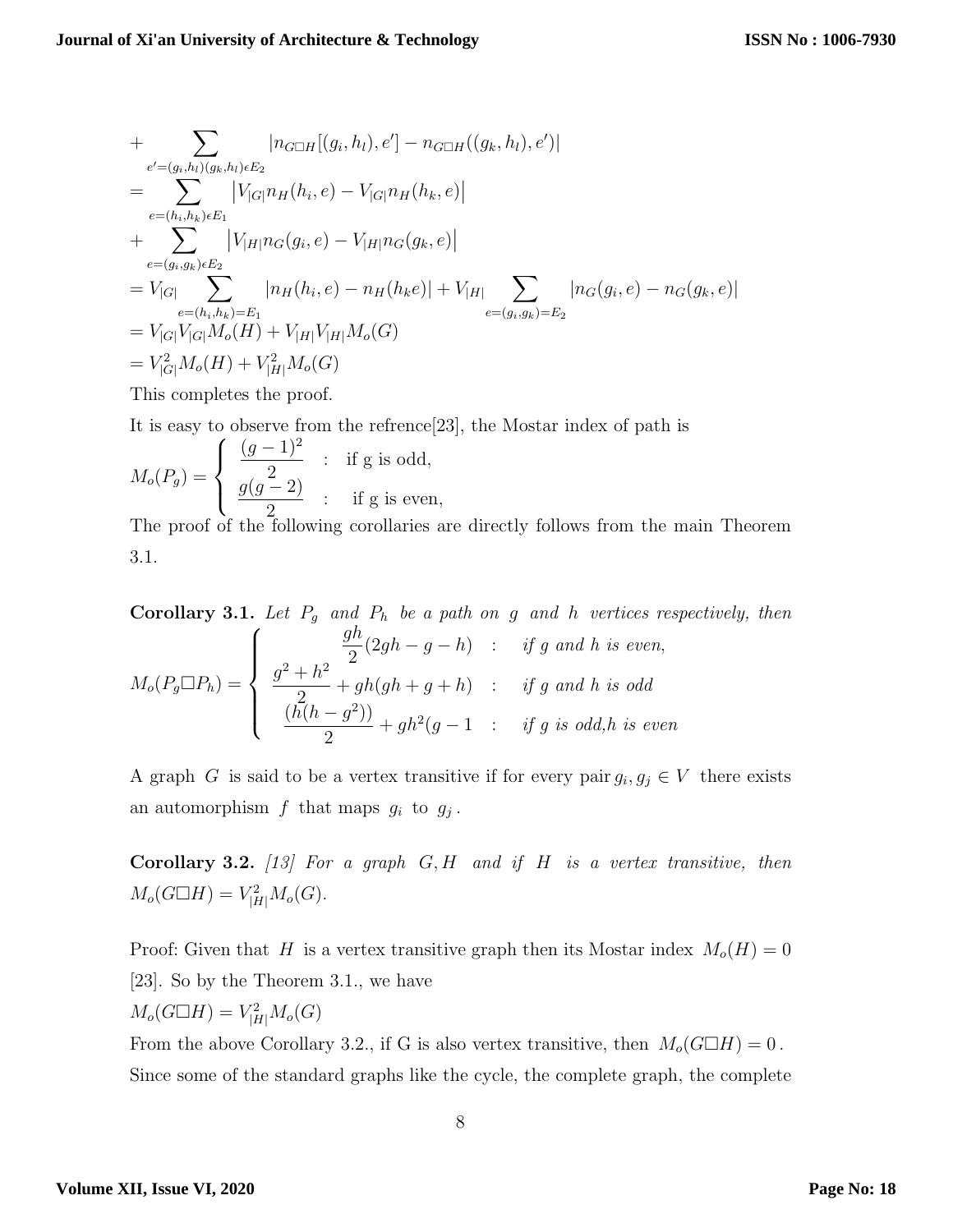$$
\begin{aligned}
&+ \sum_{e'=(g_i,h_l)(g_k,h_l)\epsilon E_2} |n_{G\square H}[(g_i,h_l),e'] - n_{G\square H}((g_k,h_l),e')| \\
&= \sum_{e=(h_i,h_k)\epsilon E_1} \left|V_{|G|}n_H(h_i,e) - V_{|G|}n_H(h_k,e)\right| \\
&+ \sum_{e=(g_i,g_k)\epsilon E_2} \left|V_{|H|}n_G(g_i,e) - V_{|H|}n_G(g_k,e)\right| \\
&= V_{|G|} \sum_{e=(h_i,h_k)=E_1} |n_H(h_i,e) - n_H(h_k e)| + V_{|H|} \sum_{e=(g_i,g_k)=E_2} |n_G(g_i,e) - n_G(g_k,e)| \\
&= V_{|G|}V_{|G|}M_o(H) + V_{|H|}V_{|H|}M_o(G) \\
&= V_{|G|}^2 M_o(H) + V_{|H|}^2 M_o(G)
\end{aligned}
$$

This completes the proof.

It is easy to observe from the refrence[23], the Mostar index of path is

$$
M_o(P_g) = \begin{cases} \dfrac{(g-1)^2}{2} & : \text{ if g is odd,} \\ \dfrac{g(g-2)}{2} & : \text{ if g is even,} \end{cases}
$$

The proof of the following corollaries are directly follows from the main Theorem 3.1.

**Corollary 3.1.** *Let $P_g$ and $P_h$ be a path on $g$ and $h$ vertices respectively, then*

$$
M_o(P_g \square P_h) = \begin{cases} \dfrac{gh}{2}(2gh-g-h) & : \quad \textit{if g and h is even,} \\ \dfrac{g^2+h^2}{2} + gh(gh+g+h) & : \quad \textit{if g and h is odd} \\ \dfrac{(h(h-g^2))}{2} + gh^2(g-1 & : \quad \textit{if g is odd,h is even} \end{cases}
$$

A graph $G$ is said to be a vertex transitive if for every pair $g_i, g_j \in V$ there exists an automorphism $f$ that maps $g_i$ to $g_j$.

**Corollary 3.2.** *[13] For a graph $G, H$ and if $H$ is a vertex transitive, then $M_o(G\square H) = V_{|H|}^2 M_o(G)$.*

Proof: Given that $H$ is a vertex transitive graph then its Mostar index $M_o(H) = 0$ [23]. So by the Theorem 3.1., we have

$M_o(G\square H) = V_{|H|}^2 M_o(G)$

From the above Corollary 3.2., if G is also vertex transitive, then $M_o(G\square H) = 0$. Since some of the standard graphs like the cycle, the complete graph, the complete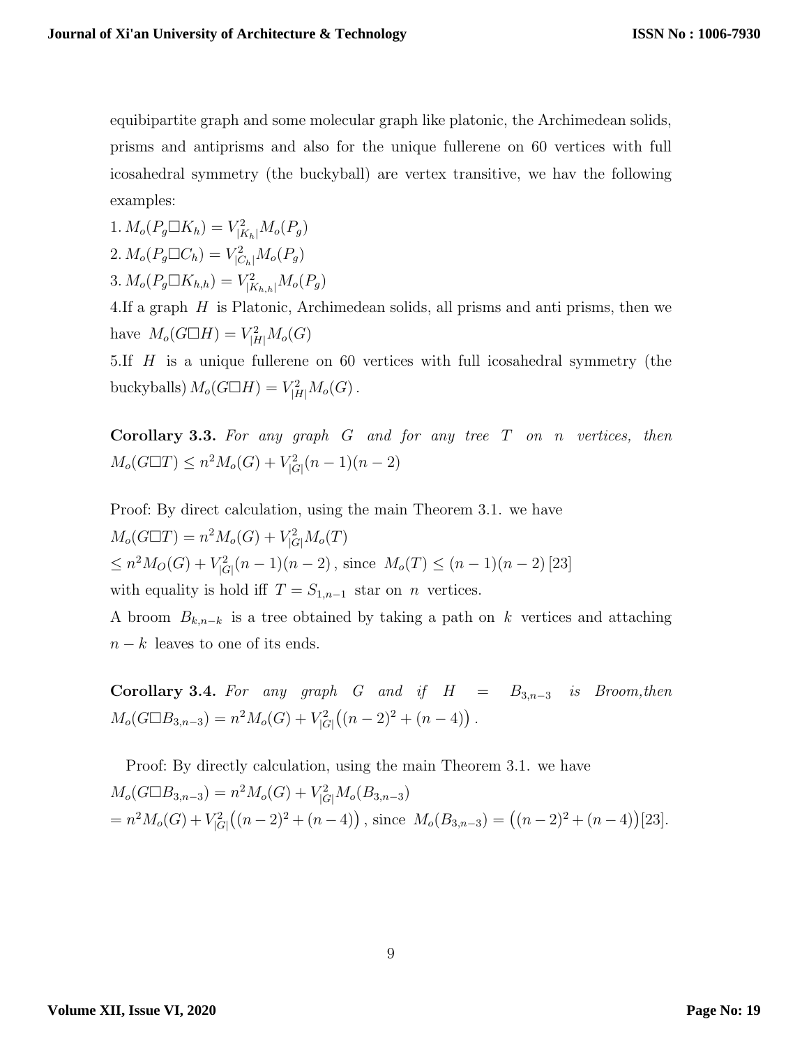equibipartite graph and some molecular graph like platonic, the Archimedean solids, prisms and antiprisms and also for the unique fullerene on 60 vertices with full icosahedral symmetry (the buckyball) are vertex transitive, we hav the following examples:

1. $M_o(P_g \square K_h) = V^2_{|K_h|} M_o(P_g)$

2. $M_o(P_g \square C_h) = V^2_{|C_h|} M_o(P_g)$

3. $M_o(P_g \square K_{h,h}) = V^2_{|K_{h,h}|} M_o(P_g)$

4.If a graph $H$ is Platonic, Archimedean solids, all prisms and anti prisms, then we have $M_o(G \square H) = V^2_{|H|} M_o(G)$

5.If $H$ is a unique fullerene on 60 vertices with full icosahedral symmetry (the buckyballs) $M_o(G \square H) = V^2_{|H|} M_o(G)$.

**Corollary 3.3.** *For any graph $G$ and for any tree $T$ on $n$ vertices, then* $M_o(G \square T) \leq n^2 M_o(G) + V^2_{|G|}(n-1)(n-2)$

Proof: By direct calculation, using the main Theorem 3.1. we have

$M_o(G \square T) = n^2 M_o(G) + V^2_{|G|} M_o(T)$

$\leq n^2 M_O(G) + V^2_{|G|}(n-1)(n-2)$, since $M_o(T) \leq (n-1)(n-2)$ [23]

with equality is hold iff $T = S_{1,n-1}$ star on $n$ vertices.

A broom $B_{k,n-k}$ is a tree obtained by taking a path on $k$ vertices and attaching $n-k$ leaves to one of its ends.

**Corollary 3.4.** *For any graph $G$ and if $H = B_{3,n-3}$ is Broom,then* $M_o(G \square B_{3,n-3}) = n^2 M_o(G) + V^2_{|G|}\big((n-2)^2 + (n-4)\big)$.

Proof: By directly calculation, using the main Theorem 3.1. we have

$M_o(G \square B_{3,n-3}) = n^2 M_o(G) + V^2_{|G|} M_o(B_{3,n-3})$

$= n^2 M_o(G) + V^2_{|G|}\big((n-2)^2 + (n-4)\big)$, since $M_o(B_{3,n-3}) = \big((n-2)^2 + (n-4)\big)$[23].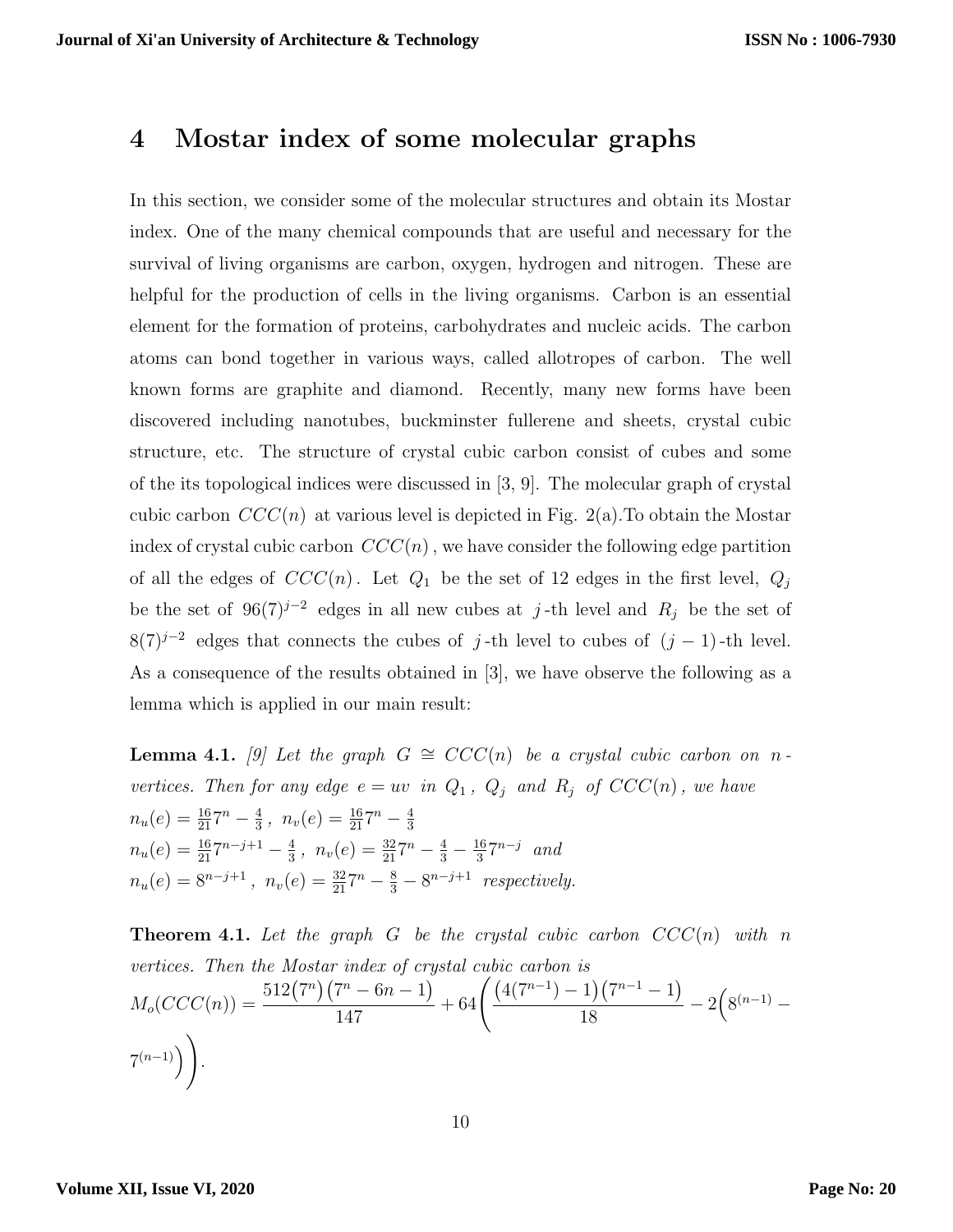## 4 Mostar index of some molecular graphs

In this section, we consider some of the molecular structures and obtain its Mostar index. One of the many chemical compounds that are useful and necessary for the survival of living organisms are carbon, oxygen, hydrogen and nitrogen. These are helpful for the production of cells in the living organisms. Carbon is an essential element for the formation of proteins, carbohydrates and nucleic acids. The carbon atoms can bond together in various ways, called allotropes of carbon. The well known forms are graphite and diamond. Recently, many new forms have been discovered including nanotubes, buckminster fullerene and sheets, crystal cubic structure, etc. The structure of crystal cubic carbon consist of cubes and some of the its topological indices were discussed in [3, 9]. The molecular graph of crystal cubic carbon $CCC(n)$ at various level is depicted in Fig. 2(a).To obtain the Mostar index of crystal cubic carbon $CCC(n)$, we have consider the following edge partition of all the edges of $CCC(n)$. Let $Q_1$ be the set of 12 edges in the first level, $Q_j$ be the set of $96(7)^{j-2}$ edges in all new cubes at $j$-th level and $R_j$ be the set of $8(7)^{j-2}$ edges that connects the cubes of $j$-th level to cubes of $(j-1)$-th level. As a consequence of the results obtained in [3], we have observe the following as a lemma which is applied in our main result:

**Lemma 4.1.** *[9] Let the graph $G \cong CCC(n)$ be a crystal cubic carbon on $n$-vertices. Then for any edge $e = uv$ in $Q_1$, $Q_j$ and $R_j$ of $CCC(n)$, we have*
$n_u(e) = \frac{16}{21}7^n - \frac{4}{3}$, $n_v(e) = \frac{16}{21}7^n - \frac{4}{3}$
$n_u(e) = \frac{16}{21}7^{n-j+1} - \frac{4}{3}$, $n_v(e) = \frac{32}{21}7^n - \frac{4}{3} - \frac{16}{3}7^{n-j}$ *and*
$n_u(e) = 8^{n-j+1}$, $n_v(e) = \frac{32}{21}7^n - \frac{8}{3} - 8^{n-j+1}$ *respectively.*

**Theorem 4.1.** *Let the graph $G$ be the crystal cubic carbon $CCC(n)$ with $n$ vertices. Then the Mostar index of crystal cubic carbon is*

$$M_o(CCC(n)) = \frac{512\big(7^n\big)\big(7^n - 6n - 1\big)}{147} + 64\left(\frac{\big(4(7^{n-1}) - 1\big)\big(7^{n-1} - 1\big)}{18} - 2\Big(8^{(n-1)} - 7^{(n-1)}\Big)\right).$$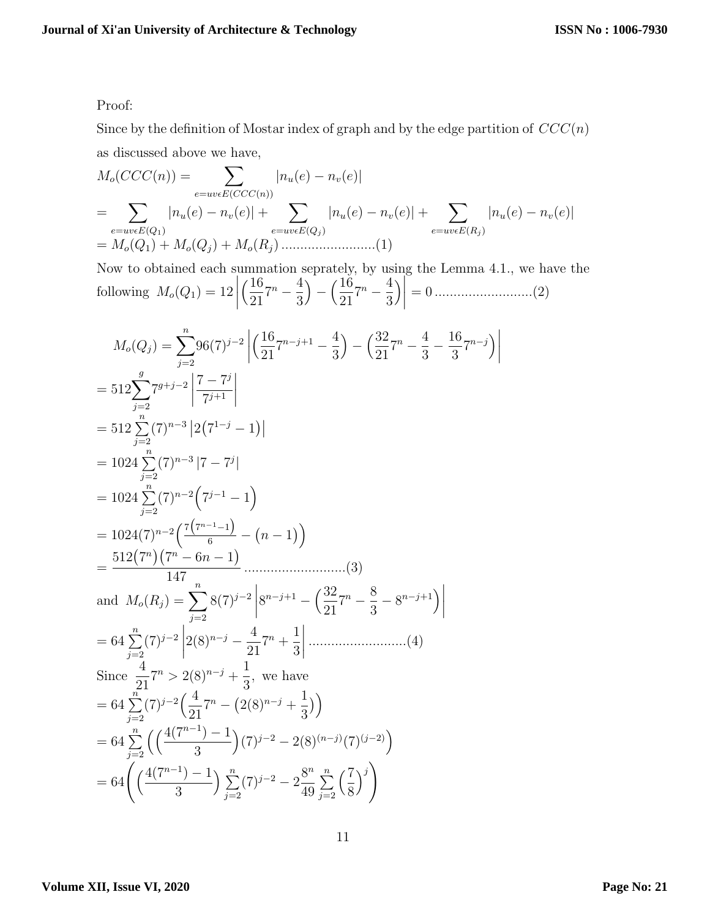Proof:

Since by the definition of Mostar index of graph and by the edge partition of $CCC(n)$ as discussed above we have,

$$M_o(CCC(n)) = \sum_{e=uv\epsilon E(CCC(n))} |n_u(e) - n_v(e)|$$

$$= \sum_{e=uv\epsilon E(Q_1)} |n_u(e) - n_v(e)| + \sum_{e=uv\epsilon E(Q_j)} |n_u(e) - n_v(e)| + \sum_{e=uv\epsilon E(R_j)} |n_u(e) - n_v(e)|$$

$$= M_o(Q_1) + M_o(Q_j) + M_o(R_j) \text{.........................(1)}$$

Now to obtained each summation seprately, by using the Lemma 4.1., we have the following $M_o(Q_1) = 12\left|\left(\frac{16}{21}7^n - \frac{4}{3}\right) - \left(\frac{16}{21}7^n - \frac{4}{3}\right)\right| = 0$ ..........................(2)

$$M_o(Q_j) = \sum_{j=2}^{n} 96(7)^{j-2}\left|\left(\frac{16}{21}7^{n-j+1} - \frac{4}{3}\right) - \left(\frac{32}{21}7^n - \frac{4}{3} - \frac{16}{3}7^{n-j}\right)\right|$$

$$= 512\sum_{j=2}^{g} 7^{g+j-2}\left|\frac{7-7^j}{7^{j+1}}\right|$$

$$= 512\sum_{j=2}^{n}(7)^{n-3}\left|2\left(7^{1-j} - 1\right)\right|$$

$$= 1024\sum_{j=2}^{n}(7)^{n-3}\left|7 - 7^j\right|$$

$$= 1024\sum_{j=2}^{n}(7)^{n-2}\left(7^{j-1} - 1\right)$$

$$= 1024(7)^{n-2}\left(\frac{7\left(7^{n-1}-1\right)}{6} - (n-1)\right)$$

$$= \frac{512\left(7^n\right)\left(7^n - 6n - 1\right)}{147} \text{...........................(3)}$$

and $M_o(R_j) = \sum_{j=2}^{n} 8(7)^{j-2}\left|8^{n-j+1} - \left(\frac{32}{21}7^n - \frac{8}{3} - 8^{n-j+1}\right)\right|$

$$= 64\sum_{j=2}^{n}(7)^{j-2}\left|2(8)^{n-j} - \frac{4}{21}7^n + \frac{1}{3}\right| \text{..........................(4)}$$

Since $\frac{4}{21}7^n > 2(8)^{n-j} + \frac{1}{3}$, we have

$$= 64\sum_{j=2}^{n}(7)^{j-2}\left(\frac{4}{21}7^n - \left(2(8)^{n-j} + \frac{1}{3}\right)\right)$$

$$= 64\sum_{j=2}^{n}\left(\left(\frac{4(7^{n-1}) - 1}{3}\right)(7)^{j-2} - 2(8)^{(n-j)}(7)^{(j-2)}\right)$$

$$= 64\left(\left(\frac{4(7^{n-1}) - 1}{3}\right)\sum_{j=2}^{n}(7)^{j-2} - 2\frac{8^n}{49}\sum_{j=2}^{n}\left(\frac{7}{8}\right)^j\right)$$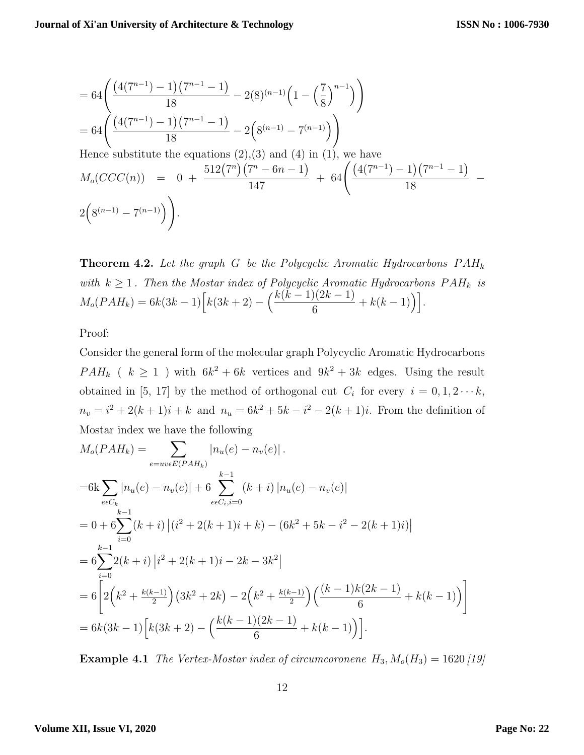$$= 64\left(\frac{\big(4(7^{n-1})-1\big)\big(7^{n-1}-1\big)}{18} - 2(8)^{(n-1)}\Big(1-\Big(\frac{7}{8}\Big)^{n-1}\Big)\right)$$

$$= 64\left(\frac{\big(4(7^{n-1})-1\big)\big(7^{n-1}-1\big)}{18} - 2\Big(8^{(n-1)}-7^{(n-1)}\Big)\right)$$

Hence substitute the equations (2),(3) and (4) in (1), we have

$$M_o(CCC(n)) = 0 + \frac{512\big(7^n\big)\big(7^n-6n-1\big)}{147} + 64\left(\frac{\big(4(7^{n-1})-1\big)\big(7^{n-1}-1\big)}{18} - 2\Big(8^{(n-1)}-7^{(n-1)}\Big)\right).$$

**Theorem 4.2.** *Let the graph $G$ be the Polycyclic Aromatic Hydrocarbons $PAH_k$ with $k \geq 1$. Then the Mostar index of Polycyclic Aromatic Hydrocarbons $PAH_k$ is* $M_o(PAH_k) = 6k(3k-1)\Big[k(3k+2) - \Big(\frac{k(k-1)(2k-1)}{6} + k(k-1)\Big)\Big]$.

Proof:

Consider the general form of the molecular graph Polycyclic Aromatic Hydrocarbons $PAH_k$ ( $k \geq 1$ ) with $6k^2+6k$ vertices and $9k^2+3k$ edges. Using the result obtained in [5, 17] by the method of orthogonal cut $C_i$ for every $i = 0, 1, 2\cdots k$, $n_v = i^2 + 2(k+1)i + k$ and $n_u = 6k^2 + 5k - i^2 - 2(k+1)i$. From the definition of Mostar index we have the following

$$M_o(PAH_k) = \sum_{e=uv\epsilon E(PAH_k)} |n_u(e) - n_v(e)|.$$

$$= 6k\sum_{e\epsilon C_k} |n_u(e) - n_v(e)| + 6\sum_{e\epsilon C_i, i=0}^{k-1} (k+i)\,|n_u(e) - n_v(e)|$$

$$= 0 + 6\sum_{i=0}^{k-1}(k+i)\left|(i^2+2(k+1)i+k) - (6k^2+5k-i^2-2(k+1)i)\right|$$

$$= 6\sum_{i=0}^{k-1}2(k+i)\left|i^2+2(k+1)i-2k-3k^2\right|$$

$$= 6\left[2\Big(k^2+\tfrac{k(k-1)}{2}\Big)\big(3k^2+2k\big) - 2\Big(k^2+\tfrac{k(k-1)}{2}\Big)\Big(\frac{(k-1)k(2k-1)}{6}+k(k-1)\Big)\right]$$

$$= 6k(3k-1)\Big[k(3k+2) - \Big(\frac{k(k-1)(2k-1)}{6}+k(k-1)\Big)\Big].$$

**Example 4.1** *The Vertex-Mostar index of circumcoronene $H_3, M_o(H_3) = 1620$ [19]*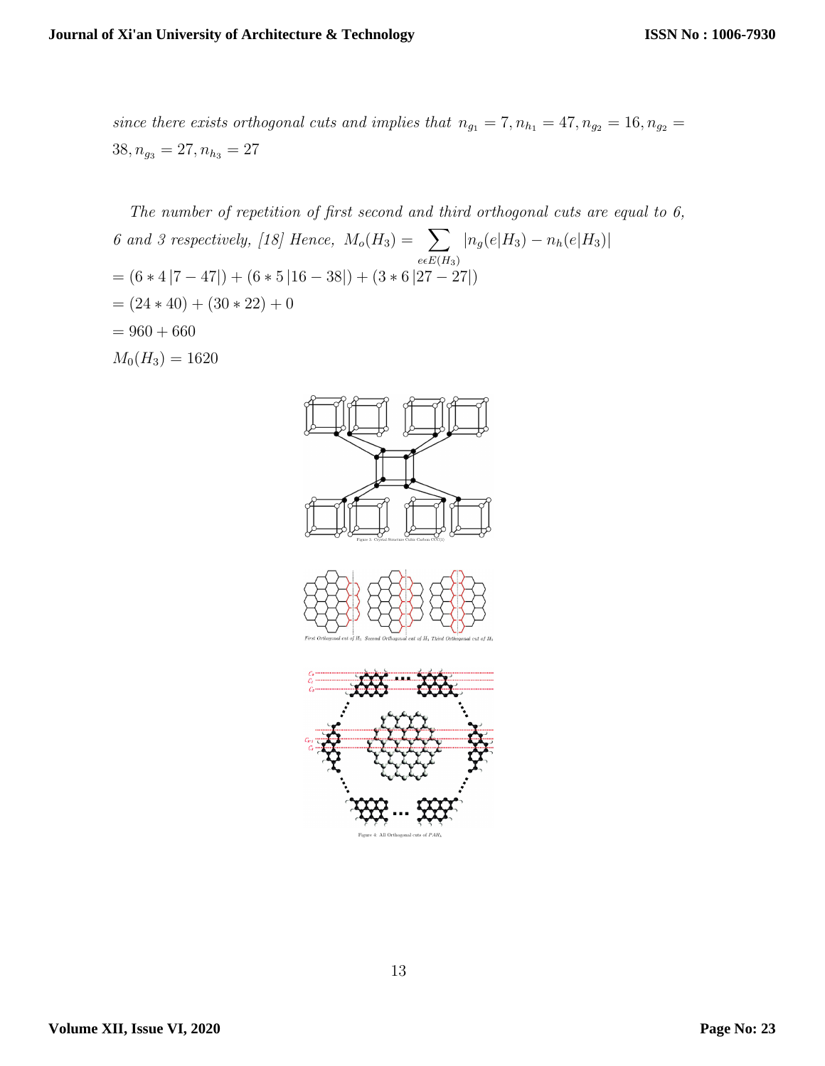*since there exists orthogonal cuts and implies that* $n_{g_1} = 7, n_{h_1} = 47, n_{g_2} = 16, n_{g_2} = 38, n_{g_3} = 27, n_{h_3} = 27$

*The number of repetition of first second and third orthogonal cuts are equal to 6, 6 and 3 respectively, [18] Hence,* $M_o(H_3) = \sum_{e \epsilon E(H_3)} |n_g(e|H_3) - n_h(e|H_3)|$

$= (6 * 4\,|7 - 47|) + (6 * 5\,|16 - 38|) + (3 * 6\,|27 - 27|)$

$= (24 * 40) + (30 * 22) + 0$

$= 960 + 660$

$M_0(H_3) = 1620$

Figure 3: Crystal Structure Cubic Carbon CCC(1)

First Orthogonal cut of $H_3$ Second Orthogonal cut of $H_3$ Third Orthogonal cut of $H_3$

Figure 4: All Orthogonal cuts of $PAH_k$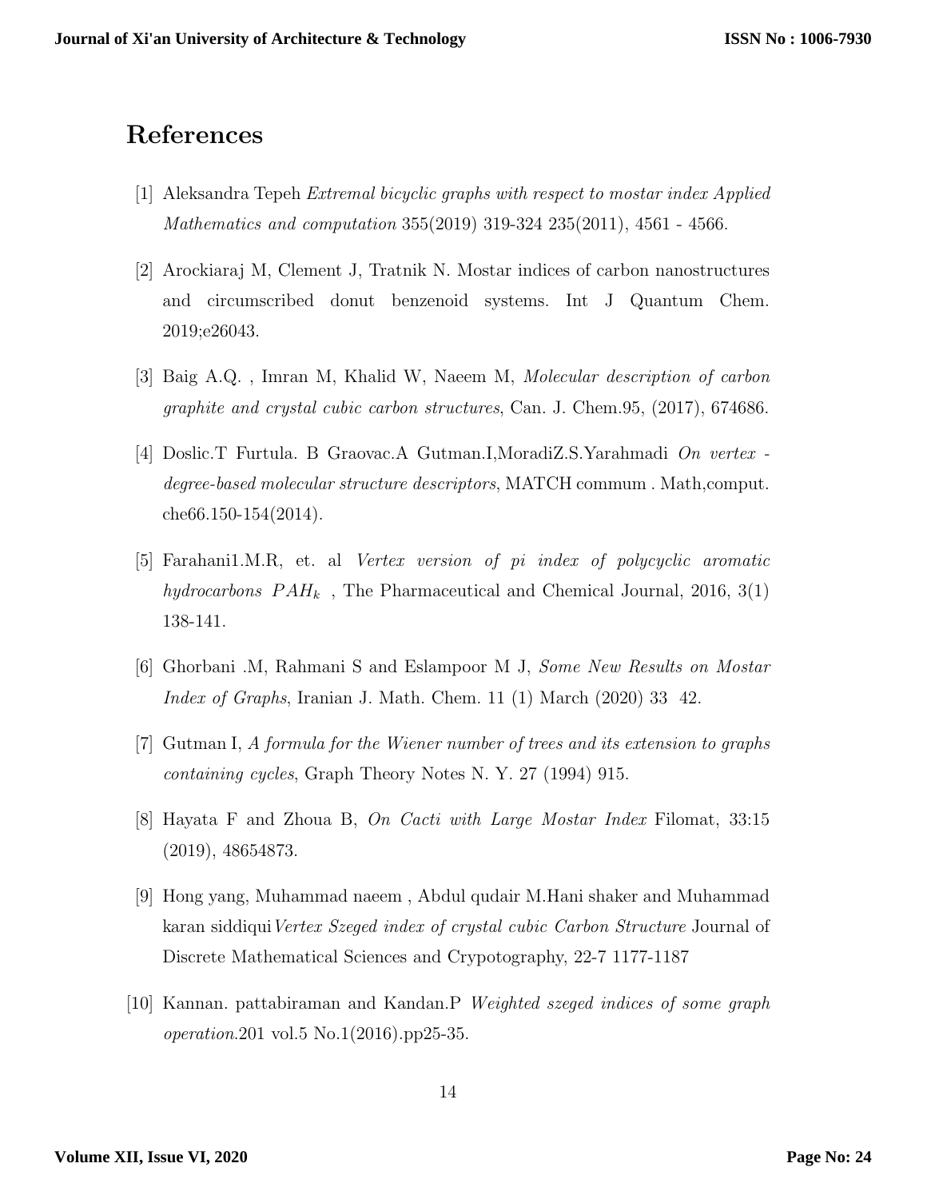# References

[1] Aleksandra Tepeh *Extremal bicyclic graphs with respect to mostar index Applied Mathematics and computation* 355(2019) 319-324 235(2011), 4561 - 4566.

[2] Arockiaraj M, Clement J, Tratnik N. Mostar indices of carbon nanostructures and circumscribed donut benzenoid systems. Int J Quantum Chem. 2019;e26043.

[3] Baig A.Q. , Imran M, Khalid W, Naeem M, *Molecular description of carbon graphite and crystal cubic carbon structures*, Can. J. Chem.95, (2017), 674686.

[4] Doslic.T Furtula. B Graovac.A Gutman.I,MoradiZ.S.Yarahmadi *On vertex - degree-based molecular structure descriptors*, MATCH commum . Math,comput. che66.150-154(2014).

[5] Farahani1.M.R, et. al *Vertex version of pi index of polycyclic aromatic hydrocarbons* $PAH_k$ , The Pharmaceutical and Chemical Journal, 2016, 3(1) 138-141.

[6] Ghorbani .M, Rahmani S and Eslampoor M J, *Some New Results on Mostar Index of Graphs*, Iranian J. Math. Chem. 11 (1) March (2020) 33 42.

[7] Gutman I, *A formula for the Wiener number of trees and its extension to graphs containing cycles*, Graph Theory Notes N. Y. 27 (1994) 915.

[8] Hayata F and Zhoua B, *On Cacti with Large Mostar Index* Filomat, 33:15 (2019), 48654873.

[9] Hong yang, Muhammad naeem , Abdul qudair M.Hani shaker and Muhammad karan siddiqui *Vertex Szeged index of crystal cubic Carbon Structure* Journal of Discrete Mathematical Sciences and Crypotography, 22-7 1177-1187

[10] Kannan. pattabiraman and Kandan.P *Weighted szeged indices of some graph operation*.201 vol.5 No.1(2016).pp25-35.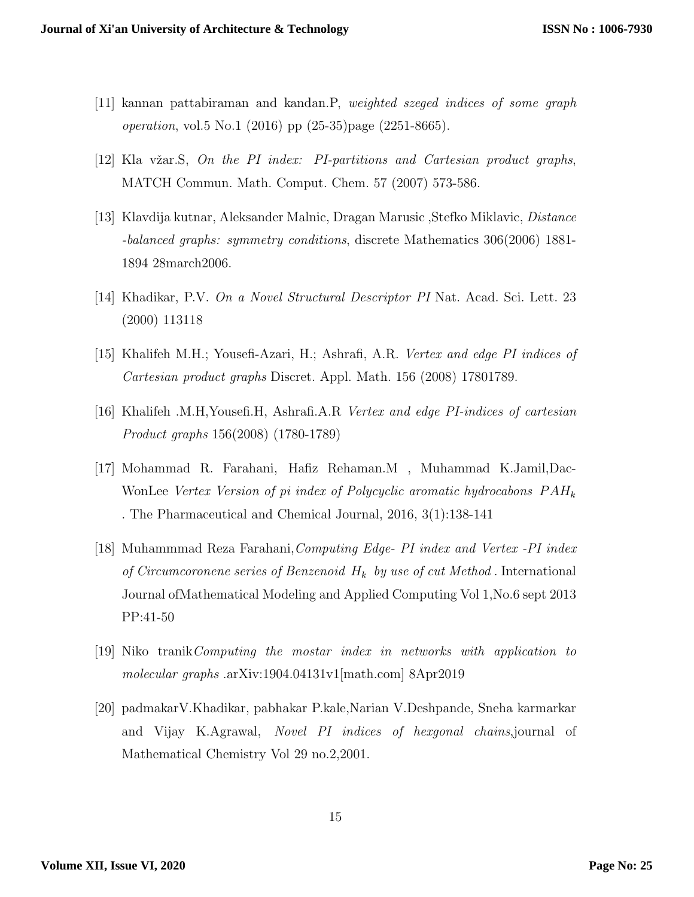[11] kannan pattabiraman and kandan.P, *weighted szeged indices of some graph operation*, vol.5 No.1 (2016) pp (25-35)page (2251-8665).

[12] Kla vžar.S, *On the PI index: PI-partitions and Cartesian product graphs*, MATCH Commun. Math. Comput. Chem. 57 (2007) 573-586.

[13] Klavdija kutnar, Aleksander Malnic, Dragan Marusic ,Stefko Miklavic, *Distance -balanced graphs: symmetry conditions*, discrete Mathematics 306(2006) 1881-1894 28march2006.

[14] Khadikar, P.V. *On a Novel Structural Descriptor PI* Nat. Acad. Sci. Lett. 23 (2000) 113118

[15] Khalifeh M.H.; Yousefi-Azari, H.; Ashrafi, A.R. *Vertex and edge PI indices of Cartesian product graphs* Discret. Appl. Math. 156 (2008) 17801789.

[16] Khalifeh .M.H,Yousefi.H, Ashrafi.A.R *Vertex and edge PI-indices of cartesian Product graphs* 156(2008) (1780-1789)

[17] Mohammad R. Farahani, Hafiz Rehaman.M , Muhammad K.Jamil,Dac-WonLee *Vertex Version of pi index of Polycyclic aromatic hydrocabons* $PAH_k$ . The Pharmaceutical and Chemical Journal, 2016, 3(1):138-141

[18] Muhammmad Reza Farahani,*Computing Edge- PI index and Vertex -PI index of Circumcoronene series of Benzenoid* $H_k$ *by use of cut Method* . International Journal ofMathematical Modeling and Applied Computing Vol 1,No.6 sept 2013 PP:41-50

[19] Niko tranik*Computing the mostar index in networks with application to molecular graphs* .arXiv:1904.04131v1[math.com] 8Apr2019

[20] padmakarV.Khadikar, pabhakar P.kale,Narian V.Deshpande, Sneha karmarkar and Vijay K.Agrawal, *Novel PI indices of hexgonal chains*,journal of Mathematical Chemistry Vol 29 no.2,2001.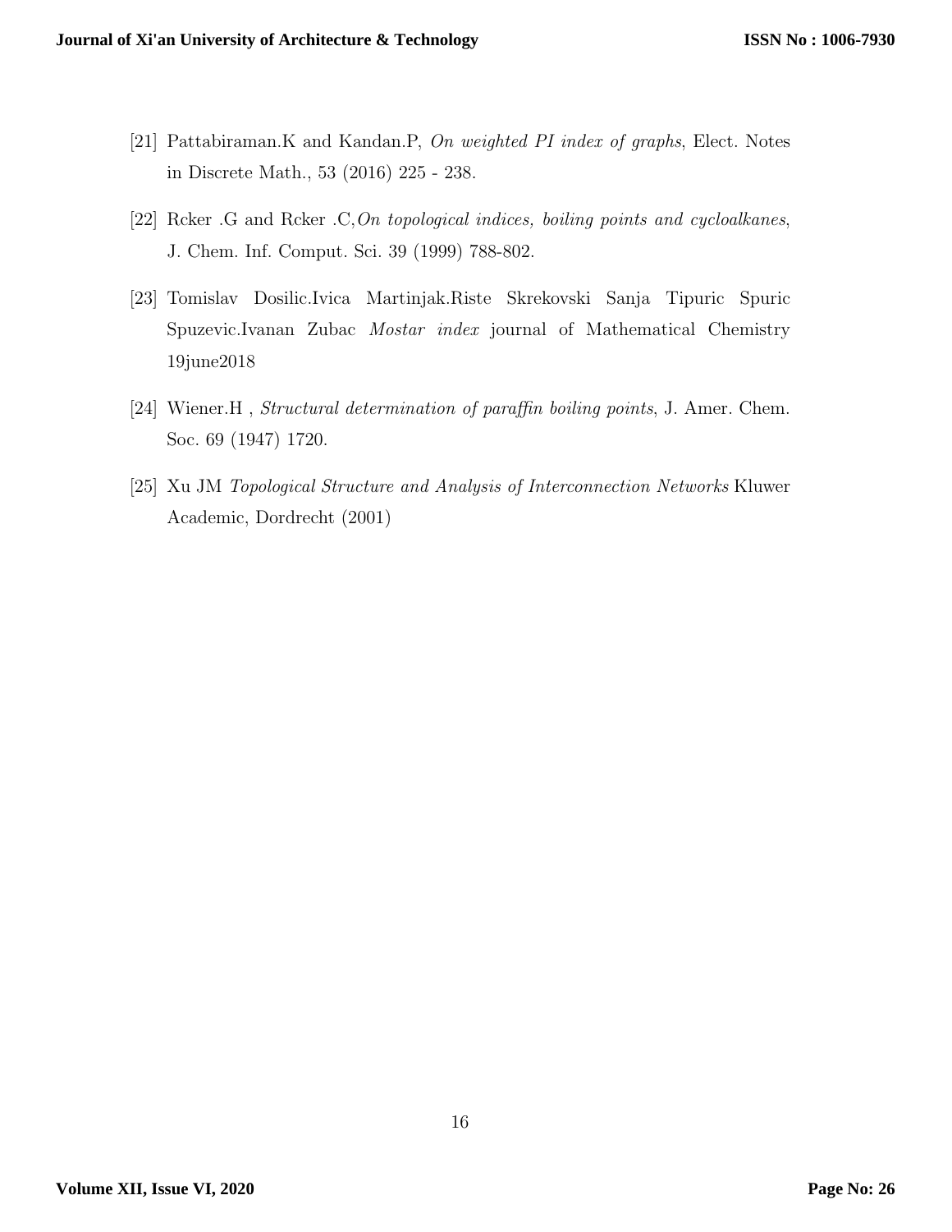[21] Pattabiraman.K and Kandan.P, *On weighted PI index of graphs*, Elect. Notes in Discrete Math., 53 (2016) 225 - 238.

[22] Rcker .G and Rcker .C,*On topological indices, boiling points and cycloalkanes*, J. Chem. Inf. Comput. Sci. 39 (1999) 788-802.

[23] Tomislav Dosilic.Ivica Martinjak.Riste Skrekovski Sanja Tipuric Spuric Spuzevic.Ivanan Zubac *Mostar index* journal of Mathematical Chemistry 19june2018

[24] Wiener.H , *Structural determination of paraffin boiling points*, J. Amer. Chem. Soc. 69 (1947) 1720.

[25] Xu JM *Topological Structure and Analysis of Interconnection Networks* Kluwer Academic, Dordrecht (2001)